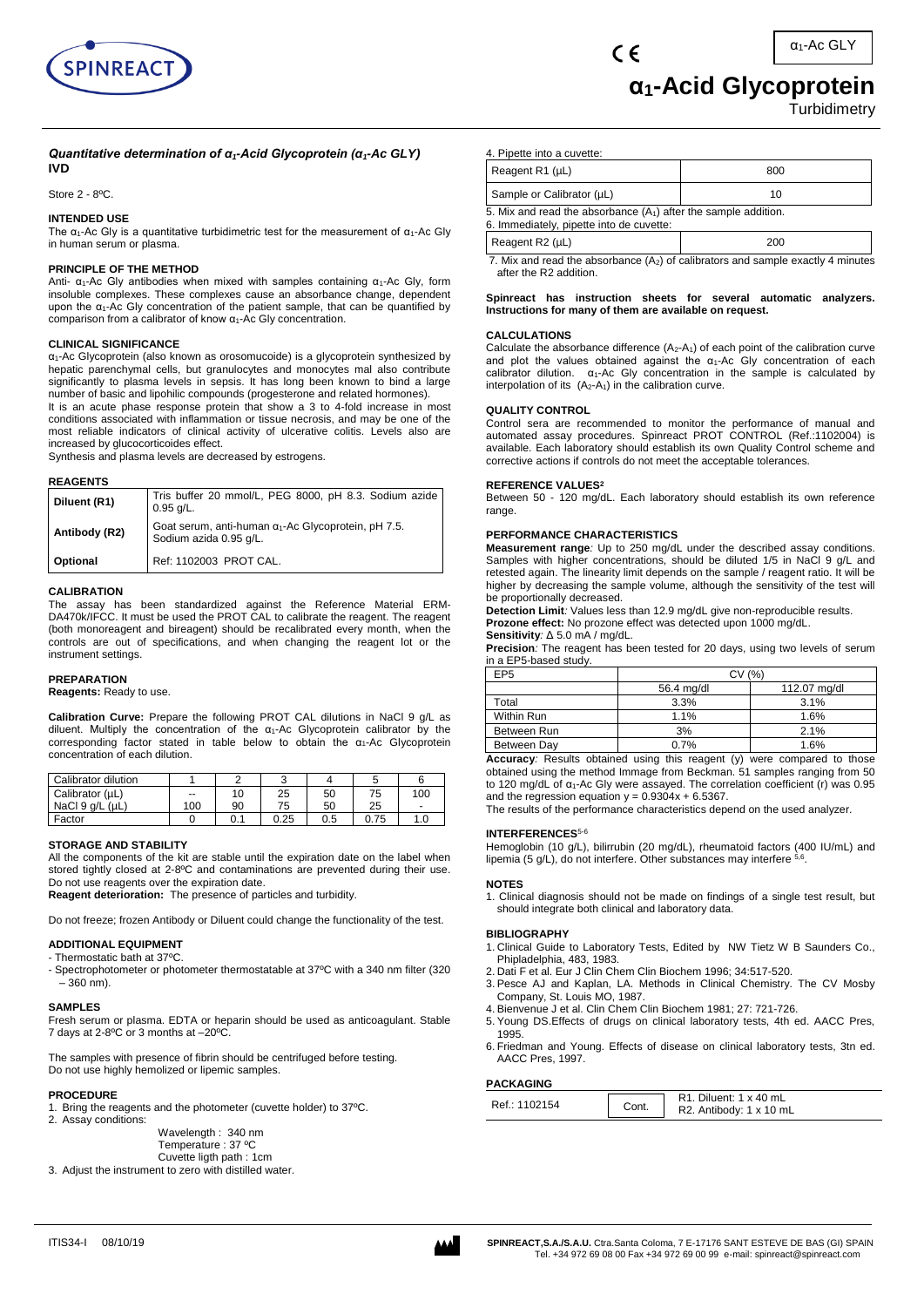# $\alpha_1$-Acid Glycoprotein

Turbidimetry

$\alpha_1$-Ac GLY

***Quantitative determination of $\alpha_1$-Acid Glycoprotein ($\alpha_1$-Ac GLY)***
**IVD**

Store 2 - 8ºC.

## INTENDED USE

The $\alpha_1$-Ac Gly is a quantitative turbidimetric test for the measurement of $\alpha_1$-Ac Gly in human serum or plasma.

## PRINCIPLE OF THE METHOD

Anti- $\alpha_1$-Ac Gly antibodies when mixed with samples containing $\alpha_1$-Ac Gly, form insoluble complexes. These complexes cause an absorbance change, dependent upon the $\alpha_1$-Ac Gly concentration of the patient sample, that can be quantified by comparison from a calibrator of know $\alpha_1$-Ac Gly concentration.

## CLINICAL SIGNIFICANCE

$\alpha_1$-Ac Glycoprotein (also known as orosomucoide) is a glycoprotein synthesized by hepatic parenchymal cells, but granulocytes and monocytes mal also contribute significantly to plasma levels in sepsis. It has long been known to bind a large number of basic and lipohilic compounds (progesterone and related hormones).

It is an acute phase response protein that show a 3 to 4-fold increase in most conditions associated with inflammation or tissue necrosis, and may be one of the most reliable indicators of clinical activity of ulcerative colitis. Levels also are increased by glucocorticoides effect.

Synthesis and plasma levels are decreased by estrogens.

## REAGENTS

| | |
|---|---|
| **Diluent (R1)** | Tris buffer 20 mmol/L, PEG 8000, pH 8.3. Sodium azide 0.95 g/L. |
| **Antibody (R2)** | Goat serum, anti-human $\alpha_1$-Ac Glycoprotein, pH 7.5. Sodium azida 0.95 g/L. |
| **Optional** | Ref: 1102003 PROT CAL. |

## CALIBRATION

The assay has been standardized against the Reference Material ERM-DA470k/IFCC. It must be used the PROT CAL to calibrate the reagent. The reagent (both monoreagent and bireagent) should be recalibrated every month, when the controls are out of specifications, and when changing the reagent lot or the instrument settings.

## PREPARATION

**Reagents:** Ready to use.

**Calibration Curve:** Prepare the following PROT CAL dilutions in NaCl 9 g/L as diluent. Multiply the concentration of the $\alpha_1$-Ac Glycoprotein calibrator by the corresponding factor stated in table below to obtain the $\alpha_1$-Ac Glycoprotein concentration of each dilution.

| Calibrator dilution | 1 | 2 | 3 | 4 | 5 | 6 |
|---|---|---|---|---|---|---|
| Calibrator (µL) | -- | 10 | 25 | 50 | 75 | 100 |
| NaCl 9 g/L (µL) | 100 | 90 | 75 | 50 | 25 | - |
| Factor | 0 | 0.1 | 0.25 | 0.5 | 0.75 | 1.0 |

## STORAGE AND STABILITY

All the components of the kit are stable until the expiration date on the label when stored tightly closed at 2-8ºC and contaminations are prevented during their use. Do not use reagents over the expiration date.

**Reagent deterioration:** The presence of particles and turbidity.

Do not freeze; frozen Antibody or Diluent could change the functionality of the test.

## ADDITIONAL EQUIPMENT

- Thermostatic bath at 37ºC.
- Spectrophotometer or photometer thermostatable at 37ºC with a 340 nm filter (320 – 360 nm).

## SAMPLES

Fresh serum or plasma. EDTA or heparin should be used as anticoagulant. Stable 7 days at 2-8ºC or 3 months at –20ºC.

The samples with presence of fibrin should be centrifuged before testing.
Do not use highly hemolized or lipemic samples.

## PROCEDURE

1. Bring the reagents and the photometer (cuvette holder) to 37ºC.
2. Assay conditions:
   Wavelength : 340 nm
   Temperature : 37 ºC
   Cuvette ligth path : 1cm
3. Adjust the instrument to zero with distilled water.
4. Pipette into a cuvette:

| | |
|---|---|
| Reagent R1 (µL) | 800 |
| Sample or Calibrator (µL) | 10 |

5. Mix and read the absorbance ($A_1$) after the sample addition.
6. Immediately, pipette into de cuvette:

| | |
|---|---|
| Reagent R2 (µL) | 200 |

7. Mix and read the absorbance ($A_2$) of calibrators and sample exactly 4 minutes after the R2 addition.

**Spinreact has instruction sheets for several automatic analyzers. Instructions for many of them are available on request.**

## CALCULATIONS

Calculate the absorbance difference ($A_2$-$A_1$) of each point of the calibration curve and plot the values obtained against the $\alpha_1$-Ac Gly concentration of each calibrator dilution. $\alpha_1$-Ac Gly concentration in the sample is calculated by interpolation of its ($A_2$-$A_1$) in the calibration curve.

## QUALITY CONTROL

Control sera are recommended to monitor the performance of manual and automated assay procedures. Spinreact PROT CONTROL (Ref.:1102004) is available. Each laboratory should establish its own Quality Control scheme and corrective actions if controls do not meet the acceptable tolerances.

## REFERENCE VALUES[2]

Between 50 - 120 mg/dL. Each laboratory should establish its own reference range.

## PERFORMANCE CHARACTERISTICS

**Measurement range***:* Up to 250 mg/dL under the described assay conditions. Samples with higher concentrations, should be diluted 1/5 in NaCl 9 g/L and retested again. The linearity limit depends on the sample / reagent ratio. It will be higher by decreasing the sample volume, although the sensitivity of the test will be proportionally decreased.

**Detection Limit***:* Values less than 12.9 mg/dL give non-reproducible results.

**Prozone effect:** No prozone effect was detected upon 1000 mg/dL.

**Sensitivity***:* Δ 5.0 mA / mg/dL.

**Precision***:* The reagent has been tested for 20 days, using two levels of serum in a EP5-based study.

| EP5 | CV (%) | |
|---|---|---|
| | 56.4 mg/dl | 112.07 mg/dl |
| Total | 3.3% | 3.1% |
| Within Run | 1.1% | 1.6% |
| Between Run | 3% | 2.1% |
| Between Day | 0.7% | 1.6% |

**Accuracy***:* Results obtained using this reagent (y) were compared to those obtained using the method Immage from Beckman. 51 samples ranging from 50 to 120 mg/dL of $\alpha_1$-Ac Gly were assayed. The correlation coefficient (r) was 0.95 and the regression equation $y = 0.9304x + 6.5367$.

The results of the performance characteristics depend on the used analyzer.

## INTERFERENCES[5-6]

Hemoglobin (10 g/L), bilirrubin (20 mg/dL), rheumatoid factors (400 IU/mL) and lipemia (5 g/L), do not interfere. Other substances may interfere [5,6].

## NOTES

1. Clinical diagnosis should not be made on findings of a single test result, but should integrate both clinical and laboratory data.

## BIBLIOGRAPHY

1. Clinical Guide to Laboratory Tests, Edited by NW Tietz W B Saunders Co., Phipladelphia, 483, 1983.
2. Dati F et al. Eur J Clin Chem Clin Biochem 1996; 34:517-520.
3. Pesce AJ and Kaplan, LA. Methods in Clinical Chemistry. The CV Mosby Company, St. Louis MO, 1987.
4. Bienvenue J et al. Clin Chem Clin Biochem 1981; 27: 721-726.
5. Young DS.Effects of drugs on clinical laboratory tests, 4th ed. AACC Pres, 1995.
6. Friedman and Young. Effects of disease on clinical laboratory tests, 3tn ed. AACC Pres, 1997.

## PACKAGING

| | | |
|---|---|---|
| Ref.: 1102154 | Cont. | R1. Diluent: 1 x 40 mL<br>R2. Antibody: 1 x 10 mL |

ITIS34-I 08/10/19

**SPINREACT,S.A./S.A.U.** Ctra.Santa Coloma, 7 E-17176 SANT ESTEVE DE BAS (GI) SPAIN
Tel. +34 972 69 08 00 Fax +34 972 69 00 99 e-mail: spinreact@spinreact.com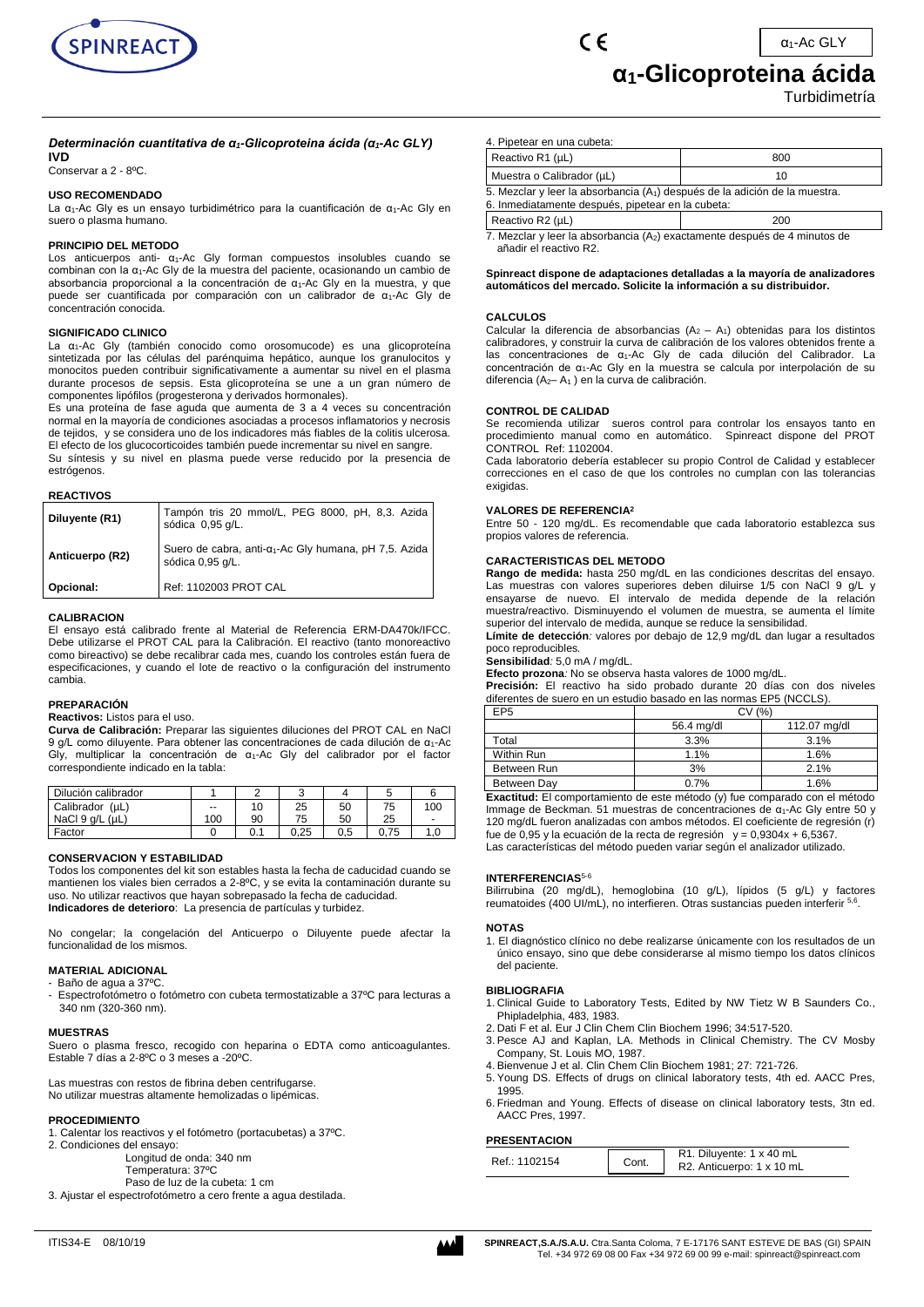# $\alpha_1$-Glicoproteina ácida

Turbidimetría

### *Determinación cuantitativa de $\alpha_1$-Glicoproteina ácida ($\alpha_1$-Ac GLY)*

**IVD**

Conservar a 2 - 8ºC.

#### USO RECOMENDADO

La $\alpha_1$-Ac Gly es un ensayo turbidimétrico para la cuantificación de $\alpha_1$-Ac Gly en suero o plasma humano.

#### PRINCIPIO DEL METODO

Los anticuerpos anti- $\alpha_1$-Ac Gly forman compuestos insolubles cuando se combinan con la $\alpha_1$-Ac Gly de la muestra del paciente, ocasionando un cambio de absorbancia proporcional a la concentración de $\alpha_1$-Ac Gly en la muestra, y que puede ser cuantificada por comparación con un calibrador de $\alpha_1$-Ac Gly de concentración conocida.

#### SIGNIFICADO CLINICO

La $\alpha_1$-Ac Gly (también conocido como orosomucode) es una glicoproteína sintetizada por las células del parénquima hepático, aunque los granulocitos y monocitos pueden contribuir significativamente a aumentar su nivel en el plasma durante procesos de sepsis. Esta glicoproteína se une a un gran número de componentes lipófilos (progesterona y derivados hormonales).

Es una proteína de fase aguda que aumenta de 3 a 4 veces su concentración normal en la mayoría de condiciones asociadas a procesos inflamatorios y necrosis de tejidos, y se considera uno de los indicadores más fiables de la colitis ulcerosa. El efecto de los glucocorticoides también puede incrementar su nivel en sangre.

Su síntesis y su nivel en plasma puede verse reducido por la presencia de estrógenos.

#### REACTIVOS

| | |
|---|---|
| **Diluyente (R1)** | Tampón tris 20 mmol/L, PEG 8000, pH, 8,3. Azida sódica 0,95 g/L. |
| **Anticuerpo (R2)** | Suero de cabra, anti-$\alpha_1$-Ac Gly humana, pH 7,5. Azida sódica 0,95 g/L. |
| **Opcional:** | Ref: 1102003 PROT CAL |

#### CALIBRACION

El ensayo está calibrado frente al Material de Referencia ERM-DA470k/IFCC. Debe utilizarse el PROT CAL para la Calibración. El reactivo (tanto monoreactivo como bireactivo) se debe recalibrar cada mes, cuando los controles están fuera de especificaciones, y cuando el lote de reactivo o la configuración del instrumento cambia.

#### PREPARACIÓN

**Reactivos:** Listos para el uso.

**Curva de Calibración:** Preparar las siguientes diluciones del PROT CAL en NaCl 9 g/L como diluyente. Para obtener las concentraciones de cada dilución de $\alpha_1$-Ac Gly, multiplicar la concentración de $\alpha_1$-Ac Gly del calibrador por el factor correspondiente indicado en la tabla:

| Dilución calibrador | 1 | 2 | 3 | 4 | 5 | 6 |
|---|---|---|---|---|---|---|
| Calibrador (µL) | -- | 10 | 25 | 50 | 75 | 100 |
| NaCl 9 g/L (µL) | 100 | 90 | 75 | 50 | 25 | - |
| Factor | 0 | 0.1 | 0,25 | 0,5 | 0,75 | 1,0 |

#### CONSERVACION Y ESTABILIDAD

Todos los componentes del kit son estables hasta la fecha de caducidad cuando se mantienen los viales bien cerrados a 2-8ºC, y se evita la contaminación durante su uso. No utilizar reactivos que hayan sobrepasado la fecha de caducidad.

**Indicadores de deterioro**: La presencia de partículas y turbidez.

No congelar; la congelación del Anticuerpo o Diluyente puede afectar la funcionalidad de los mismos.

#### MATERIAL ADICIONAL

- Baño de agua a 37ºC.
- Espectrofotómetro o fotómetro con cubeta termostatizable a 37ºC para lecturas a 340 nm (320-360 nm).

#### MUESTRAS

Suero o plasma fresco, recogido con heparina o EDTA como anticoagulantes. Estable 7 días a 2-8ºC o 3 meses a -20ºC.

Las muestras con restos de fibrina deben centrifugarse.
No utilizar muestras altamente hemolizadas o lipémicas.

#### PROCEDIMIENTO

1. Calentar los reactivos y el fotómetro (portacubetas) a 37ºC.
2. Condiciones del ensayo:
   Longitud de onda: 340 nm
   Temperatura: 37ºC
   Paso de luz de la cubeta: 1 cm
3. Ajustar el espectrofotómetro a cero frente a agua destilada.
4. Pipetear en una cubeta:

| | |
|---|---|
| Reactivo R1 (µL) | 800 |
| Muestra o Calibrador (µL) | 10 |

5. Mezclar y leer la absorbancia ($A_1$) después de la adición de la muestra.
6. Inmediatamente después, pipetear en la cubeta:

| | |
|---|---|
| Reactivo R2 (µL) | 200 |

7. Mezclar y leer la absorbancia ($A_2$) exactamente después de 4 minutos de añadir el reactivo R2.

**Spinreact dispone de adaptaciones detalladas a la mayoría de analizadores automáticos del mercado. Solicite la información a su distribuidor.**

#### CALCULOS

Calcular la diferencia de absorbancias ($A_2 - A_1$) obtenidas para los distintos calibradores, y construir la curva de calibración de los valores obtenidos frente a las concentraciones de $\alpha_1$-Ac Gly de cada dilución del Calibrador. La concentración de $\alpha_1$-Ac Gly en la muestra se calcula por interpolación de su diferencia ($A_2 - A_1$) en la curva de calibración.

#### CONTROL DE CALIDAD

Se recomienda utilizar sueros control para controlar los ensayos tanto en procedimiento manual como en automático. Spinreact dispone del PROT CONTROL Ref: 1102004.

Cada laboratorio debería establecer su propio Control de Calidad y establecer correcciones en el caso de que los controles no cumplan con las tolerancias exigidas.

#### VALORES DE REFERENCIA[2]

Entre 50 - 120 mg/dL. Es recomendable que cada laboratorio establezca sus propios valores de referencia.

#### CARACTERISTICAS DEL METODO

**Rango de medida:** hasta 250 mg/dL en las condiciones descritas del ensayo. Las muestras con valores superiores deben diluirse 1/5 con NaCl 9 g/L y ensayarse de nuevo. El intervalo de medida depende de la relación muestra/reactivo. Disminuyendo el volumen de muestra, se aumenta el límite superior del intervalo de medida, aunque se reduce la sensibilidad.

**Límite de detección***:* valores por debajo de 12,9 mg/dL dan lugar a resultados poco reproducibles.

**Sensibilidad***:* 5,0 mA / mg/dL.

**Efecto prozona***:* No se observa hasta valores de 1000 mg/dL.

**Precisión:** El reactivo ha sido probado durante 20 días con dos niveles diferentes de suero en un estudio basado en las normas EP5 (NCCLS).

| EP5 | CV (%) | |
|---|---|---|
| | 56.4 mg/dl | 112.07 mg/dl |
| Total | 3.3% | 3.1% |
| Within Run | 1.1% | 1.6% |
| Between Run | 3% | 2.1% |
| Between Day | 0.7% | 1.6% |

**Exactitud:** El comportamiento de este método (y) fue comparado con el método Immage de Beckman. 51 muestras de concentraciones de $\alpha_1$-Ac Gly entre 50 y 120 mg/dL fueron analizadas con ambos métodos. El coeficiente de regresión (r) fue de 0,95 y la ecuación de la recta de regresión $y = 0{,}9304x + 6{,}5367$.

Las características del método pueden variar según el analizador utilizado.

#### INTERFERENCIAS[5-6]

Bilirrubina (20 mg/dL), hemoglobina (10 g/L), lípidos (5 g/L) y factores reumatoides (400 UI/mL), no interfieren. Otras sustancias pueden interferir [5,6].

#### NOTAS

1. El diagnóstico clínico no debe realizarse únicamente con los resultados de un único ensayo, sino que debe considerarse al mismo tiempo los datos clínicos del paciente.

#### BIBLIOGRAFIA

1. Clinical Guide to Laboratory Tests, Edited by NW Tietz W B Saunders Co., Phipladelphia, 483, 1983.
2. Dati F et al. Eur J Clin Chem Clin Biochem 1996; 34:517-520.
3. Pesce AJ and Kaplan, LA. Methods in Clinical Chemistry. The CV Mosby Company, St. Louis MO, 1987.
4. Bienvenue J et al. Clin Chem Clin Biochem 1981; 27: 721-726.
5. Young DS. Effects of drugs on clinical laboratory tests, 4th ed. AACC Pres, 1995.
6. Friedman and Young. Effects of disease on clinical laboratory tests, 3tn ed. AACC Pres, 1997.

#### PRESENTACION

| | | |
|---|---|---|
| Ref.: 1102154 | Cont. | R1. Diluyente: 1 x 40 mL<br>R2. Anticuerpo: 1 x 10 mL |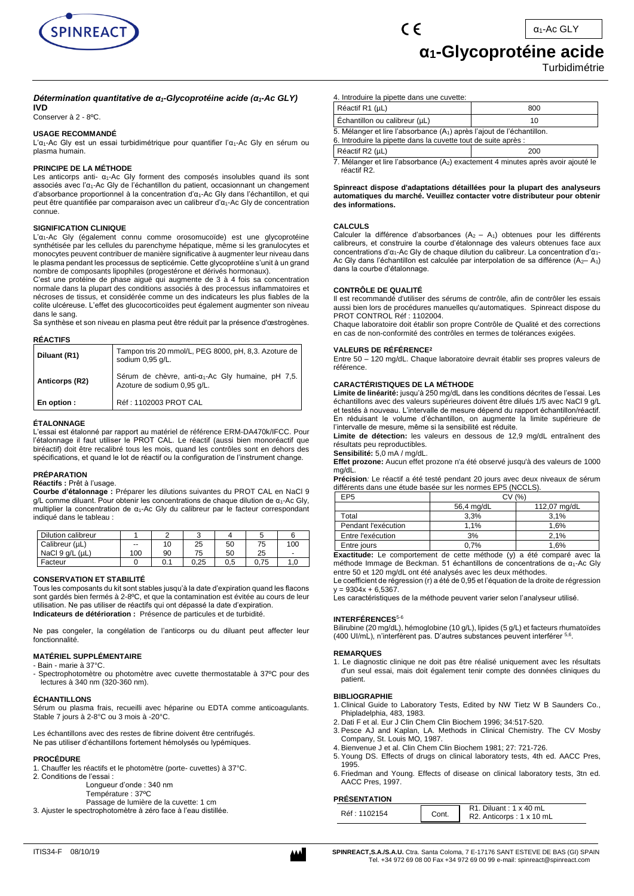# $\alpha_1$-Glycoprotéine acide

Turbidimétrie

### *Détermination quantitative de $\alpha_1$-Glycoprotéine acide ($\alpha_1$-Ac GLY)*

**IVD**

Conserver à 2 - 8ºC.

#### USAGE RECOMMANDÉ

L'$\alpha_1$-Ac Gly est un essai turbidimétrique pour quantifier l'$\alpha_1$-Ac Gly en sérum ou plasma humain.

#### PRINCIPE DE LA MÉTHODE

Les anticorps anti- $\alpha_1$-Ac Gly forment des composés insolubles quand ils sont associés avec l'$\alpha_1$-Ac Gly de l'échantillon du patient, occasionnant un changement d'absorbance proportionnel à la concentration d'$\alpha_1$-Ac Gly dans l'échantillon, et qui peut être quantifiée par comparaison avec un calibreur d'$\alpha_1$-Ac Gly de concentration connue.

#### SIGNIFICATION CLINIQUE

L'$\alpha_1$-Ac Gly (également connu comme orosomucoïde) est une glycoprotéine synthétisée par les cellules du parenchyme hépatique, même si les granulocytes et monocytes peuvent contribuer de manière significative à augmenter leur niveau dans le plasma pendant les processus de septicémie. Cette glycoprotéine s'unit à un grand nombre de composants lipophiles (progestérone et dérivés hormonaux).

C'est une protéine de phase aiguë qui augmente de 3 à 4 fois sa concentration normale dans la plupart des conditions associés à des processus inflammatoires et nécroses de tissus, et considérée comme un des indicateurs les plus fiables de la colite ulcéreuse. L'effet des glucocorticoïdes peut également augmenter son niveau dans le sang.

Sa synthèse et son niveau en plasma peut être réduit par la présence d'œstrogènes.

#### RÉACTIFS

| | |
|---|---|
| **Diluant (R1)** | Tampon tris 20 mmol/L, PEG 8000, pH, 8,3. Azoture de sodium 0,95 g/L. |
| **Anticorps (R2)** | Sérum de chèvre, anti-$\alpha_1$-Ac Gly humaine, pH 7,5. Azoture de sodium 0,95 g/L. |
| **En option :** | Réf : 1102003 PROT CAL |

#### ÉTALONNAGE

L'essai est étalonné par rapport au matériel de référence ERM-DA470k/IFCC. Pour l'étalonnage il faut utiliser le PROT CAL. Le réactif (aussi bien monoréactif que biréactif) doit être recalibré tous les mois, quand les contrôles sont en dehors des spécifications, et quand le lot de réactif ou la configuration de l'instrument change.

#### PRÉPARATION

**Réactifs :** Prêt à l'usage.

**Courbe d'étalonnage :** Préparer les dilutions suivantes du PROT CAL en NaCl 9 g/L comme diluant. Pour obtenir les concentrations de chaque dilution de $\alpha_1$-Ac Gly, multiplier la concentration de $\alpha_1$-Ac Gly du calibreur par le facteur correspondant indiqué dans le tableau :

| Dilution calibreur | 1 | 2 | 3 | 4 | 5 | 6 |
|---|---|---|---|---|---|---|
| Calibreur (µL) | -- | 10 | 25 | 50 | 75 | 100 |
| NaCl 9 g/L (µL) | 100 | 90 | 75 | 50 | 25 | - |
| Facteur | 0 | 0.1 | 0,25 | 0,5 | 0,75 | 1,0 |

#### CONSERVATION ET STABILITÉ

Tous les composants du kit sont stables jusqu'à la date d'expiration quand les flacons sont gardés bien fermés à 2-8ºC, et que la contamination est évitée au cours de leur utilisation. Ne pas utiliser de réactifs qui ont dépassé la date d'expiration.

**Indicateurs de détérioration :** Présence de particules et de turbidité.

Ne pas congeler, la congélation de l'anticorps ou du diluant peut affecter leur fonctionnalité.

#### MATÉRIEL SUPPLÉMENTAIRE

- Bain - marie à 37°C.
- Spectrophotomètre ou photomètre avec cuvette thermostatable à 37ºC pour des lectures à 340 nm (320-360 nm).

#### ÉCHANTILLONS

Sérum ou plasma frais, recueilli avec héparine ou EDTA comme anticoagulants. Stable 7 jours à 2-8°C ou 3 mois à -20°C.

Les échantillons avec des restes de fibrine doivent être centrifugés.
Ne pas utiliser d'échantillons fortement hémolysés ou lypémiques.

#### PROCÉDURE

1. Chauffer les réactifs et le photomètre (porte- cuvettes) à 37°C.
2. Conditions de l'essai :
   Longueur d'onde : 340 nm
   Température : 37ºC
   Passage de lumière de la cuvette: 1 cm
3. Ajuster le spectrophotomètre à zéro face à l'eau distillée.
4. Introduire la pipette dans une cuvette:

| | |
|---|---|
| Réactif R1 (µL) | 800 |
| Échantillon ou calibreur (µL) | 10 |

5. Mélanger et lire l'absorbance ($A_1$) après l'ajout de l'échantillon.
6. Introduire la pipette dans la cuvette tout de suite après :

| | |
|---|---|
| Réactif R2 (µL) | 200 |

7. Mélanger et lire l'absorbance ($A_2$) exactement 4 minutes après avoir ajouté le réactif R2.

**Spinreact dispose d'adaptations détaillées pour la plupart des analyseurs automatiques du marché. Veuillez contacter votre distributeur pour obtenir des informations.**

#### CALCULS

Calculer la différence d'absorbances ($A_2 – A_1$) obtenues pour les différents calibreurs, et construire la courbe d'étalonnage des valeurs obtenues face aux concentrations d'$\alpha_1$-Ac Gly de chaque dilution du calibreur. La concentration d'$\alpha_1$-Ac Gly dans l'échantillon est calculée par interpolation de sa différence ($A_2– A_1$) dans la courbe d'étalonnage.

#### CONTRÔLE DE QUALITÉ

Il est recommandé d'utiliser des sérums de contrôle, afin de contrôler les essais aussi bien lors de procédures manuelles qu'automatiques. Spinreact dispose du PROT CONTROL Réf : 1102004.

Chaque laboratoire doit établir son propre Contrôle de Qualité et des corrections en cas de non-conformité des contrôles en termes de tolérances exigées.

#### VALEURS DE RÉFÉRENCE[2]

Entre 50 – 120 mg/dL. Chaque laboratoire devrait établir ses propres valeurs de référence.

#### CARACTÉRISTIQUES DE LA MÉTHODE

**Limite de linéarité:** jusqu'à 250 mg/dL dans les conditions décrites de l'essai. Les échantillons avec des valeurs supérieures doivent être dilués 1/5 avec NaCl 9 g/L et testés à nouveau. L'intervalle de mesure dépend du rapport échantillon/réactif. En réduisant le volume d'échantillon, on augmente la limite supérieure de l'intervalle de mesure, même si la sensibilité est réduite.

**Limite de détection:** les valeurs en dessous de 12,9 mg/dL entraînent des résultats peu reproductibles.

**Sensibilité:** 5,0 mA / mg/dL.

**Effet prozone:** Aucun effet prozone n'a été observé jusqu'à des valeurs de 1000 mg/dL.

**Précision***:* Le réactif a été testé pendant 20 jours avec deux niveaux de sérum différents dans une étude basée sur les normes EP5 (NCCLS).

| EP5 | CV (%) | |
|---|---|---|
| | 56,4 mg/dL | 112,07 mg/dL |
| Total | 3,3% | 3,1% |
| Pendant l'exécution | 1,1% | 1,6% |
| Entre l'exécution | 3% | 2,1% |
| Entre jours | 0,7% | 1,6% |

**Exactitude:** Le comportement de cette méthode (y) a été comparé avec la méthode Immage de Beckman. 51 échantillons de concentrations de $\alpha_1$-Ac Gly entre 50 et 120 mg/dL ont été analysés avec les deux méthodes.

Le coefficient de régression (r) a été de 0,95 et l'équation de la droite de régression $y = 9304x + 6,5367$.

Les caractéristiques de la méthode peuvent varier selon l'analyseur utilisé.

#### INTERFÉRENCES[5-6]

Bilirubine (20 mg/dL), hémoglobine (10 g/L), lipides (5 g/L) et facteurs rhumatoïdes (400 UI/mL), n'interfèrent pas. D'autres substances peuvent interférer [5,6].

#### REMARQUES

1. Le diagnostic clinique ne doit pas être réalisé uniquement avec les résultats d'un seul essai, mais doit également tenir compte des données cliniques du patient.

#### BIBLIOGRAPHIE

1. Clinical Guide to Laboratory Tests, Edited by NW Tietz W B Saunders Co., Phipladelphia, 483, 1983.
2. Dati F et al. Eur J Clin Chem Clin Biochem 1996; 34:517-520.
3. Pesce AJ and Kaplan, LA. Methods in Clinical Chemistry. The CV Mosby Company, St. Louis MO, 1987.
4. Bienvenue J et al. Clin Chem Clin Biochem 1981; 27: 721-726.
5. Young DS. Effects of drugs on clinical laboratory tests, 4th ed. AACC Pres, 1995.
6. Friedman and Young. Effects of disease on clinical laboratory tests, 3tn ed. AACC Pres, 1997.

#### PRÉSENTATION

| | | |
|---|---|---|
| Réf : 1102154 | Cont. | R1. Diluant : 1 x 40 mL<br>R2. Anticorps : 1 x 10 mL |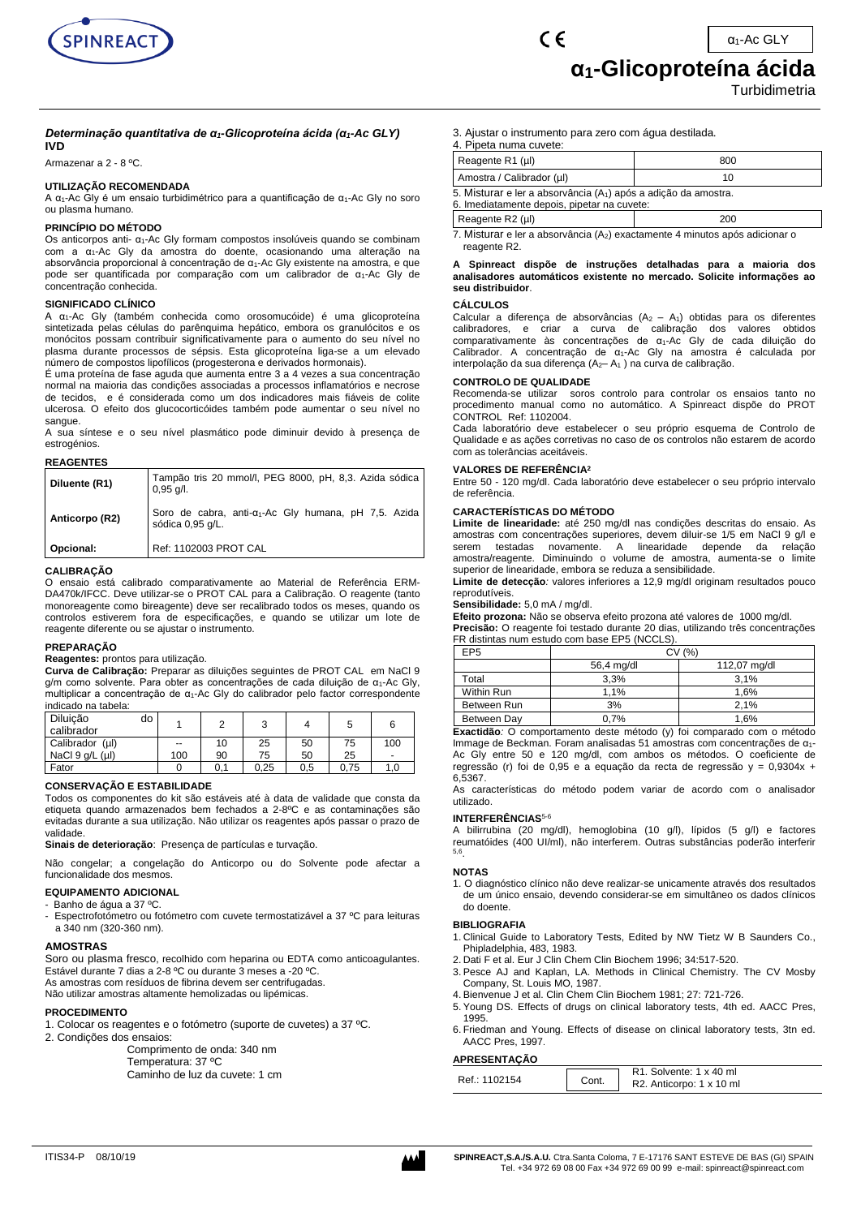# $\alpha_1$-Glicoproteína ácida

Turbidimetria

$\alpha_1$-Ac GLY

### *Determinação quantitativa de $\alpha_1$-Glicoproteína ácida ($\alpha_1$-Ac GLY)*

**IVD**

Armazenar a 2 - 8 ºC.

### UTILIZAÇÃO RECOMENDADA

A $\alpha_1$-Ac Gly é um ensaio turbidimétrico para a quantificação de $\alpha_1$-Ac Gly no soro ou plasma humano.

### PRINCÍPIO DO MÉTODO

Os anticorpos anti- $\alpha_1$-Ac Gly formam compostos insolúveis quando se combinam com a $\alpha_1$-Ac Gly da amostra do doente, ocasionando uma alteração na absorvância proporcional à concentração de $\alpha_1$-Ac Gly existente na amostra, e que pode ser quantificada por comparação com um calibrador de $\alpha_1$-Ac Gly de concentração conhecida.

### SIGNIFICADO CLÍNICO

A $\alpha_1$-Ac Gly (também conhecida como orosomucóide) é uma glicoproteína sintetizada pelas células do parênquima hepático, embora os granulócitos e os monócitos possam contribuir significativamente para o aumento do seu nível no plasma durante processos de sépsis. Esta glicoproteína liga-se a um elevado número de compostos lipofílicos (progesterona e derivados hormonais).

É uma proteína de fase aguda que aumenta entre 3 a 4 vezes a sua concentração normal na maioria das condições associadas a processos inflamatórios e necrose de tecidos, e é considerada como um dos indicadores mais fiáveis de colite ulcerosa. O efeito dos glucocorticóides também pode aumentar o seu nível no sangue.

A sua síntese e o seu nível plasmático pode diminuir devido à presença de estrogénios.

### REAGENTES

| | |
|---|---|
| **Diluente (R1)** | Tampão tris 20 mmol/l, PEG 8000, pH, 8,3. Azida sódica 0,95 g/l. |
| **Anticorpo (R2)** | Soro de cabra, anti-$\alpha_1$-Ac Gly humana, pH 7,5. Azida sódica 0,95 g/L. |
| **Opcional:** | Ref: 1102003 PROT CAL |

### CALIBRAÇÃO

O ensaio está calibrado comparativamente ao Material de Referência ERM-DA470k/IFCC. Deve utilizar-se o PROT CAL para a Calibração. O reagente (tanto monoreagente como bireagente) deve ser recalibrado todos os meses, quando os controlos estiverem fora de especificações, e quando se utilizar um lote de reagente diferente ou se ajustar o instrumento.

### PREPARAÇÃO

**Reagentes:** prontos para utilização.

**Curva de Calibração:** Preparar as diluições seguintes de PROT CAL em NaCl 9 g/m como solvente. Para obter as concentrações de cada diluição de $\alpha_1$-Ac Gly, multiplicar a concentração de $\alpha_1$-Ac Gly do calibrador pelo factor correspondente indicado na tabela:

| Diluição do calibrador | 1 | 2 | 3 | 4 | 5 | 6 |
|---|---|---|---|---|---|---|
| Calibrador (µl) | -- | 10 | 25 | 50 | 75 | 100 |
| NaCl 9 g/L (µl) | 100 | 90 | 75 | 50 | 25 | - |
| Fator | 0 | 0,1 | 0,25 | 0,5 | 0,75 | 1,0 |

### CONSERVAÇÃO E ESTABILIDADE

Todos os componentes do kit são estáveis até à data de validade que consta da etiqueta quando armazenados bem fechados a 2-8ºC e as contaminações são evitadas durante a sua utilização. Não utilizar os reagentes após passar o prazo de validade.

**Sinais de deterioração**: Presença de partículas e turvação.

Não congelar; a congelação do Anticorpo ou do Solvente pode afectar a funcionalidade dos mesmos.

### EQUIPAMENTO ADICIONAL

- Banho de água a 37 ºC.
- Espectrofotómetro ou fotómetro com cuvete termostatizável a 37 ºC para leituras a 340 nm (320-360 nm).

### AMOSTRAS

Soro ou plasma fresco, recolhido com heparina ou EDTA como anticoagulantes. Estável durante 7 dias a 2-8 ºC ou durante 3 meses a -20 ºC.

As amostras com resíduos de fibrina devem ser centrifugadas.

Não utilizar amostras altamente hemolizadas ou lipémicas.

### PROCEDIMENTO

1. Colocar os reagentes e o fotómetro (suporte de cuvetes) a 37 ºC.
2. Condições dos ensaios:
   Comprimento de onda: 340 nm
   Temperatura: 37 ºC
   Caminho de luz da cuvete: 1 cm
3. Ajustar o instrumento para zero com água destilada.
4. Pipeta numa cuvete:

| | |
|---|---|
| Reagente R1 (µl) | 800 |
| Amostra / Calibrador (µl) | 10 |

5. Misturar e ler a absorvância ($A_1$) após a adição da amostra.
6. Imediatamente depois, pipetar na cuvete:

| | |
|---|---|
| Reagente R2 (µl) | 200 |

7. Misturar e ler a absorvância ($A_2$) exactamente 4 minutos após adicionar o reagente R2.

**A Spinreact dispõe de instruções detalhadas para a maioria dos analisadores automáticos existente no mercado. Solicite informações ao seu distribuidor**.

### CÁLCULOS

Calcular a diferença de absorvâncias ($A_2$ – $A_1$) obtidas para os diferentes calibradores, e criar a curva de calibração dos valores obtidos comparativamente às concentrações de $\alpha_1$-Ac Gly de cada diluição do Calibrador. A concentração de $\alpha_1$-Ac Gly na amostra é calculada por interpolação da sua diferença ($A_2$– $A_1$ ) na curva de calibração.

### CONTROLO DE QUALIDADE

Recomenda-se utilizar soros controlo para controlar os ensaios tanto no procedimento manual como no automático. A Spinreact dispõe do PROT CONTROL Ref: 1102004.

Cada laboratório deve estabelecer o seu próprio esquema de Controlo de Qualidade e as ações corretivas no caso de os controlos não estarem de acordo com as tolerâncias aceitáveis.

### VALORES DE REFERÊNCIA[2]

Entre 50 - 120 mg/dl. Cada laboratório deve estabelecer o seu próprio intervalo de referência.

### CARACTERÍSTICAS DO MÉTODO

**Limite de linearidade:** até 250 mg/dl nas condições descritas do ensaio. As amostras com concentrações superiores, devem diluir-se 1/5 em NaCl 9 g/l e serem testadas novamente. A linearidade depende da relação amostra/reagente. Diminuindo o volume de amostra, aumenta-se o limite superior de linearidade, embora se reduza a sensibilidade.

**Limite de detecção***:* valores inferiores a 12,9 mg/dl originam resultados pouco reprodutíveis.

**Sensibilidade:** 5,0 mA / mg/dl.

**Efeito prozona:** Não se observa efeito prozona até valores de 1000 mg/dl.

**Precisão:** O reagente foi testado durante 20 dias, utilizando três concentrações FR distintas num estudo com base EP5 (NCCLS).

| EP5 | CV (%) | |
|---|---|---|
| | 56,4 mg/dl | 112,07 mg/dl |
| Total | 3,3% | 3,1% |
| Within Run | 1,1% | 1,6% |
| Between Run | 3% | 2,1% |
| Between Day | 0,7% | 1,6% |

**Exactidão***:* O comportamento deste método (y) foi comparado com o método Immage de Beckman. Foram analisadas 51 amostras com concentrações de $\alpha_1$-Ac Gly entre 50 e 120 mg/dl, com ambos os métodos. O coeficiente de regressão (r) foi de 0,95 e a equação da recta de regressão y = 0,9304x + 6,5367.

As características do método podem variar de acordo com o analisador utilizado.

### INTERFERÊNCIAS[5-6]

A bilirrubina (20 mg/dl), hemoglobina (10 g/l), lípidos (5 g/l) e factores reumatóides (400 UI/ml), não interferem. Outras substâncias poderão interferir [5,6].

### NOTAS

1. O diagnóstico clínico não deve realizar-se unicamente através dos resultados de um único ensaio, devendo considerar-se em simultâneo os dados clínicos do doente.

### BIBLIOGRAFIA

1. Clinical Guide to Laboratory Tests, Edited by NW Tietz W B Saunders Co., Phipladelphia, 483, 1983.
2. Dati F et al. Eur J Clin Chem Clin Biochem 1996; 34:517-520.
3. Pesce AJ and Kaplan, LA. Methods in Clinical Chemistry. The CV Mosby Company, St. Louis MO, 1987.
4. Bienvenue J et al. Clin Chem Clin Biochem 1981; 27: 721-726.
5. Young DS. Effects of drugs on clinical laboratory tests, 4th ed. AACC Pres, 1995.
6. Friedman and Young. Effects of disease on clinical laboratory tests, 3tn ed. AACC Pres, 1997.

### APRESENTAÇÃO

| | | |
|---|---|---|
| Ref.: 1102154 | Cont. | R1. Solvente: 1 x 40 ml<br>R2. Anticorpo: 1 x 10 ml |